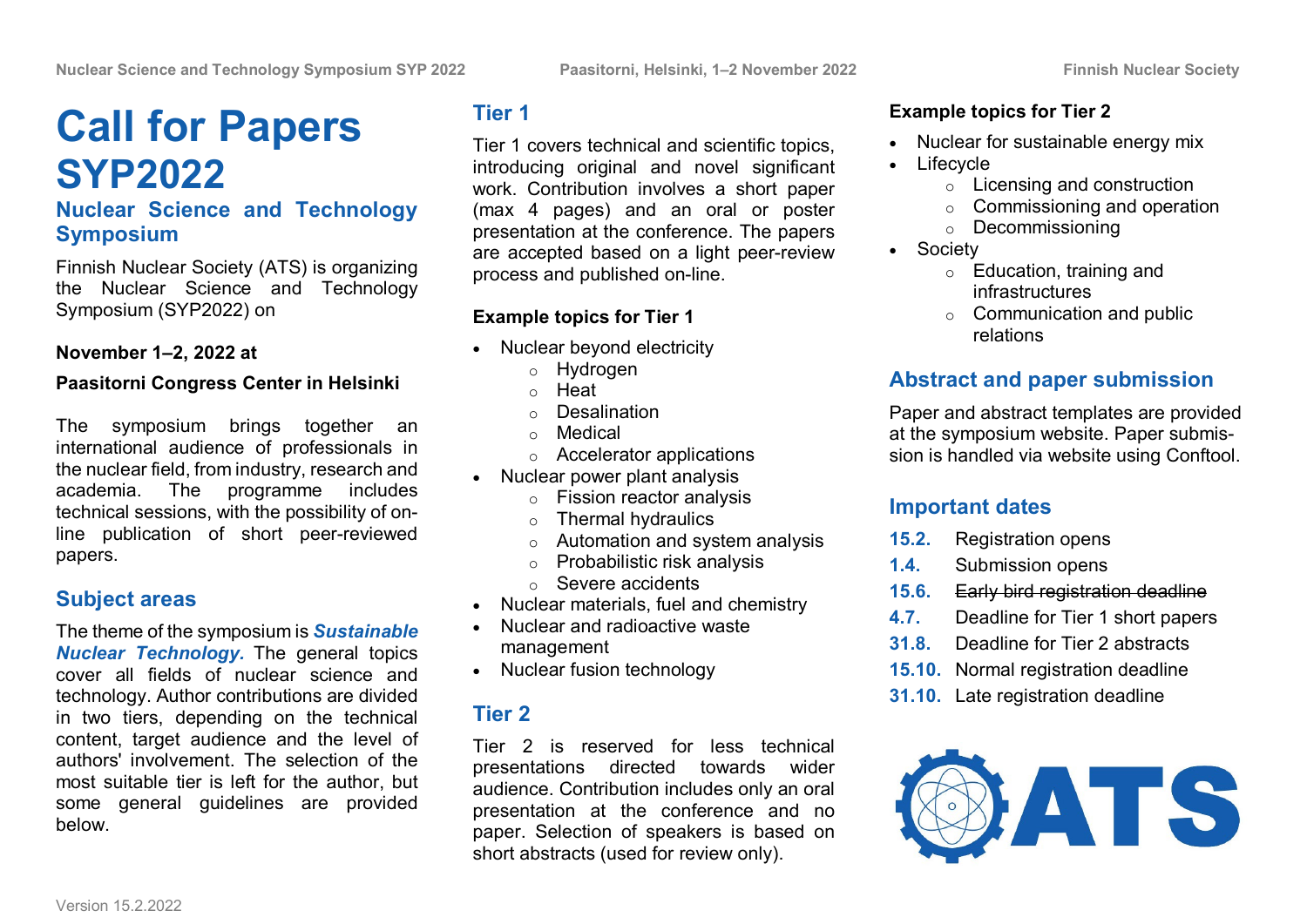# Call for Papers SYP2022

## Nuclear Science and Technology Symposium

Finnish Nuclear Society (ATS) is organizing the Nuclear Science and Technology Symposium (SYP2022) on

**November 1–2, 2022 at**

**Paasitorni Congress Center in Helsinki**

The symposium brings together an international audience of professionals in the nuclear field, from industry, research and academia. The programme includes technical sessions, with the possibility of on-line publication of short peer-reviewed papers.

## Subject areas

The theme of the symposium is ***Sustainable Nuclear Technology***. The general topics cover all fields of nuclear science and technology. Author contributions are divided in two tiers, depending on the technical content, target audience and the level of authors' involvement. The selection of the most suitable tier is left for the author, but some general guidelines are provided below.

## Tier 1

Tier 1 covers technical and scientific topics, introducing original and novel significant work. Contribution involves a short paper (max 4 pages) and an oral or poster presentation at the conference. The papers are accepted based on a light peer-review process and published on-line.

### Example topics for Tier 1

- Nuclear beyond electricity
  - Hydrogen
  - Heat
  - Desalination
  - Medical
  - Accelerator applications
- Nuclear power plant analysis
  - Fission reactor analysis
  - Thermal hydraulics
  - Automation and system analysis
  - Probabilistic risk analysis
  - Severe accidents
- Nuclear materials, fuel and chemistry
- Nuclear and radioactive waste management
- Nuclear fusion technology

## Tier 2

Tier 2 is reserved for less technical presentations directed towards wider audience. Contribution includes only an oral presentation at the conference and no paper. Selection of speakers is based on short abstracts (used for review only).

### Example topics for Tier 2

- Nuclear for sustainable energy mix
- Lifecycle
  - Licensing and construction
  - Commissioning and operation
  - Decommissioning
- Society
  - Education, training and infrastructures
  - Communication and public relations

## Abstract and paper submission

Paper and abstract templates are provided at the symposium website. Paper submission is handled via website using Conftool.

## Important dates

- **15.2.** Registration opens
- **1.4.** Submission opens
- **15.6.** ~~Early bird registration deadline~~
- **4.7.** Deadline for Tier 1 short papers
- **31.8.** Deadline for Tier 2 abstracts
- **15.10.** Normal registration deadline
- **31.10.** Late registration deadline

ATS

Version 15.2.2022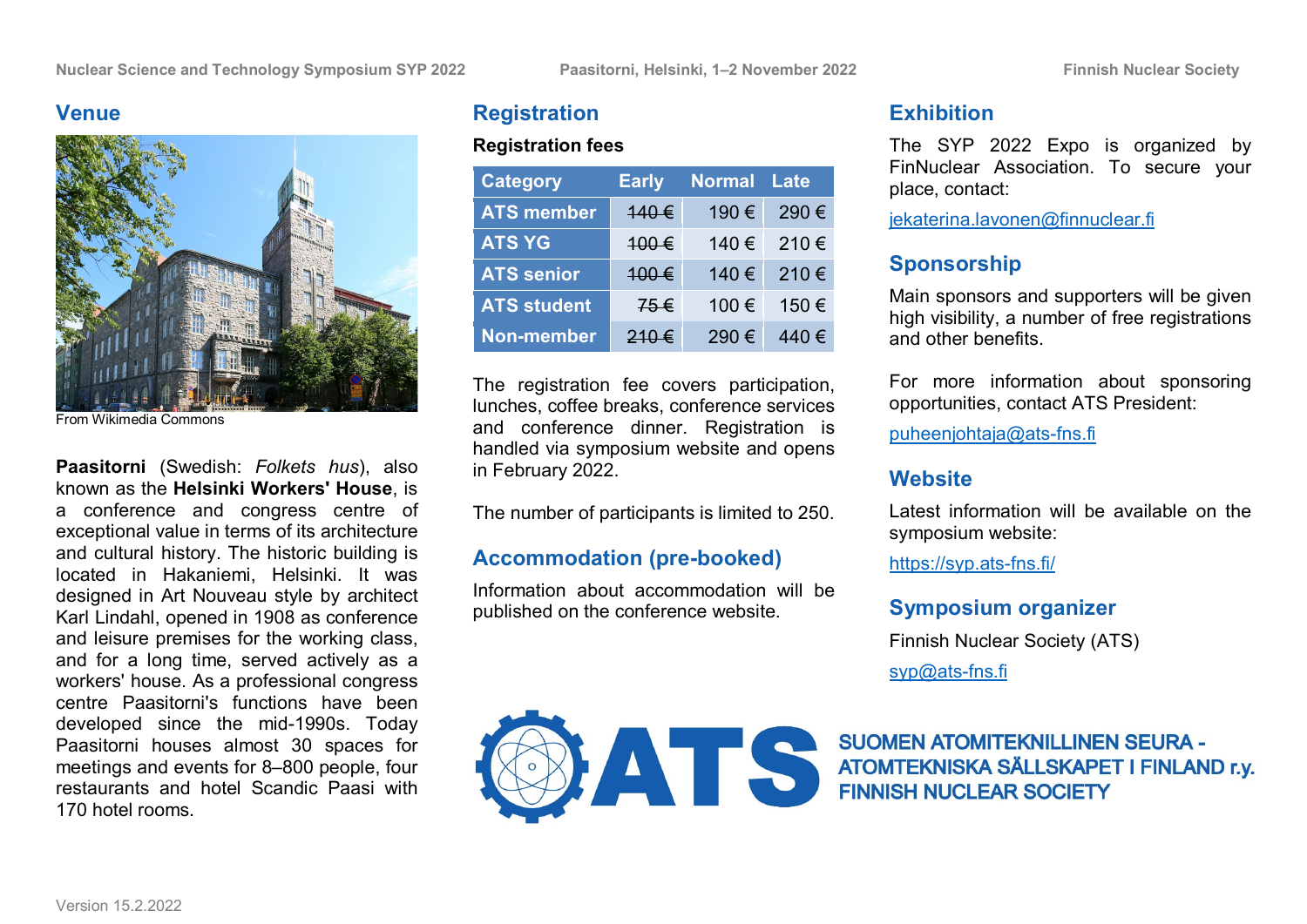## Venue

From Wikimedia Commons

**Paasitorni** (Swedish: *Folkets hus*), also known as the **Helsinki Workers' House**, is a conference and congress centre of exceptional value in terms of its architecture and cultural history. The historic building is located in Hakaniemi, Helsinki. It was designed in Art Nouveau style by architect Karl Lindahl, opened in 1908 as conference and leisure premises for the working class, and for a long time, served actively as a workers' house. As a professional congress centre Paasitorni's functions have been developed since the mid-1990s. Today Paasitorni houses almost 30 spaces for meetings and events for 8–800 people, four restaurants and hotel Scandic Paasi with 170 hotel rooms.

## Registration

**Registration fees**

| Category | Early | Normal | Late |
|---|---|---|---|
| ATS member | ~~140 €~~ | 190 € | 290 € |
| ATS YG | ~~100 €~~ | 140 € | 210 € |
| ATS senior | ~~100 €~~ | 140 € | 210 € |
| ATS student | ~~75 €~~ | 100 € | 150 € |
| Non-member | ~~210 €~~ | 290 € | 440 € |

The registration fee covers participation, lunches, coffee breaks, conference services and conference dinner. Registration is handled via symposium website and opens in February 2022.

The number of participants is limited to 250.

## Accommodation (pre-booked)

Information about accommodation will be published on the conference website.

## Exhibition

The SYP 2022 Expo is organized by FinNuclear Association. To secure your place, contact:

jekaterina.lavonen@finnuclear.fi

## Sponsorship

Main sponsors and supporters will be given high visibility, a number of free registrations and other benefits.

For more information about sponsoring opportunities, contact ATS President:

puheenjohtaja@ats-fns.fi

## Website

Latest information will be available on the symposium website:

https://syp.ats-fns.fi/

## Symposium organizer

Finnish Nuclear Society (ATS)

syp@ats-fns.fi

ATS

SUOMEN ATOMITEKNILLINEN SEURA -
ATOMTEKNISKA SÅLLSKAPET I FINLAND r.y.
FINNISH NUCLEAR SOCIETY

Version 15.2.2022